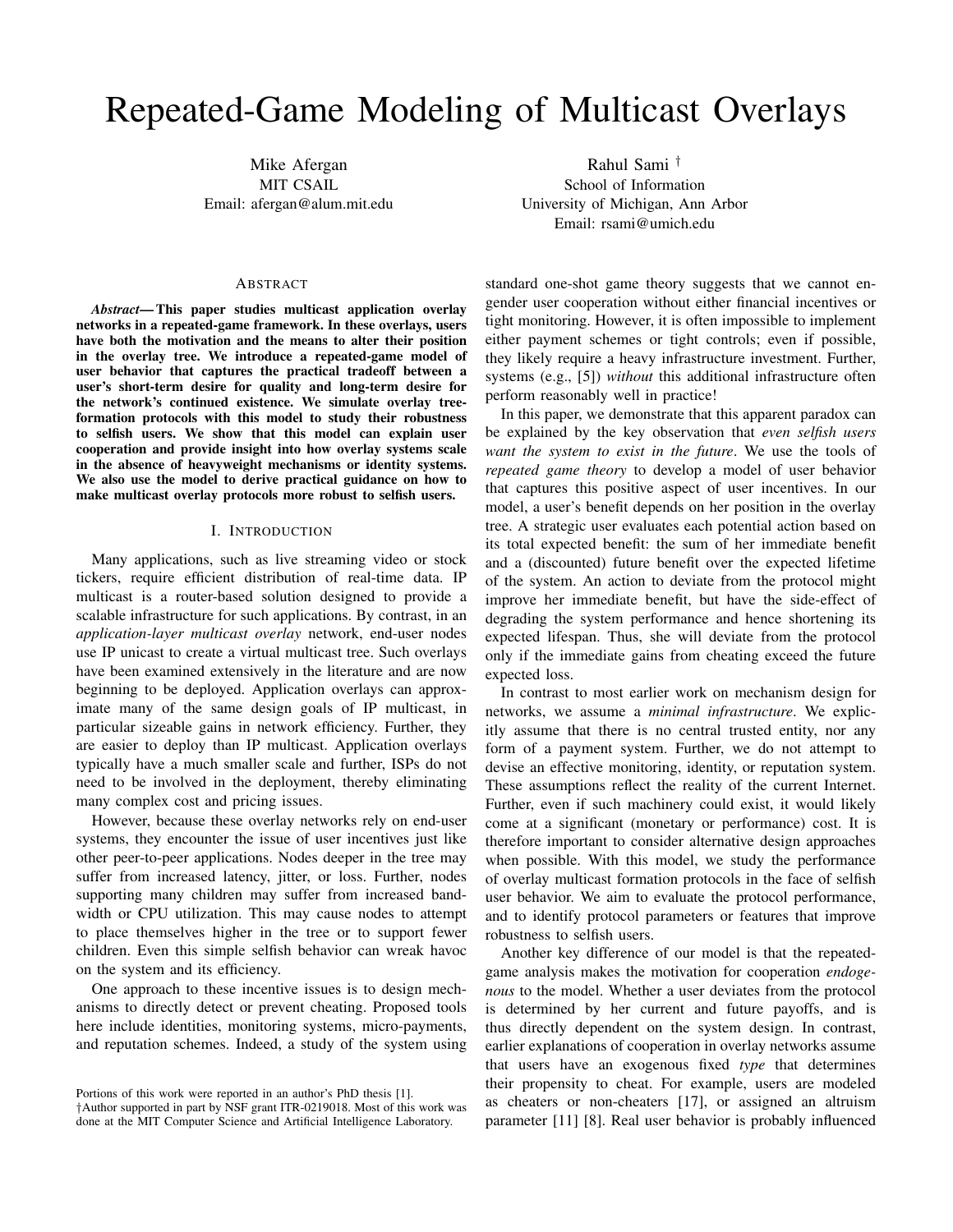# Repeated-Game Modeling of Multicast Overlays

Mike Afergan
MIT CSAIL
Email: afergan@alum.mit.edu

Rahul Sami †
School of Information
University of Michigan, Ann Arbor
Email: rsami@umich.edu

## Abstract

***Abstract*— This paper studies multicast application overlay networks in a repeated-game framework. In these overlays, users have both the motivation and the means to alter their position in the overlay tree. We introduce a repeated-game model of user behavior that captures the practical tradeoff between a user's short-term desire for quality and long-term desire for the network's continued existence. We simulate overlay tree-formation protocols with this model to study their robustness to selfish users. We show that this model can explain user cooperation and provide insight into how overlay systems scale in the absence of heavyweight mechanisms or identity systems. We also use the model to derive practical guidance on how to make multicast overlay protocols more robust to selfish users.**

## I. Introduction

Many applications, such as live streaming video or stock tickers, require efficient distribution of real-time data. IP multicast is a router-based solution designed to provide a scalable infrastructure for such applications. By contrast, in an *application-layer multicast overlay* network, end-user nodes use IP unicast to create a virtual multicast tree. Such overlays have been examined extensively in the literature and are now beginning to be deployed. Application overlays can approximate many of the same design goals of IP multicast, in particular sizeable gains in network efficiency. Further, they are easier to deploy than IP multicast. Application overlays typically have a much smaller scale and further, ISPs do not need to be involved in the deployment, thereby eliminating many complex cost and pricing issues.

However, because these overlay networks rely on end-user systems, they encounter the issue of user incentives just like other peer-to-peer applications. Nodes deeper in the tree may suffer from increased latency, jitter, or loss. Further, nodes supporting many children may suffer from increased bandwidth or CPU utilization. This may cause nodes to attempt to place themselves higher in the tree or to support fewer children. Even this simple selfish behavior can wreak havoc on the system and its efficiency.

One approach to these incentive issues is to design mechanisms to directly detect or prevent cheating. Proposed tools here include identities, monitoring systems, micro-payments, and reputation schemes. Indeed, a study of the system using standard one-shot game theory suggests that we cannot engender user cooperation without either financial incentives or tight monitoring. However, it is often impossible to implement either payment schemes or tight controls; even if possible, they likely require a heavy infrastructure investment. Further, systems (e.g., [5]) *without* this additional infrastructure often perform reasonably well in practice!

In this paper, we demonstrate that this apparent paradox can be explained by the key observation that *even selfish users want the system to exist in the future*. We use the tools of *repeated game theory* to develop a model of user behavior that captures this positive aspect of user incentives. In our model, a user's benefit depends on her position in the overlay tree. A strategic user evaluates each potential action based on its total expected benefit: the sum of her immediate benefit and a (discounted) future benefit over the expected lifetime of the system. An action to deviate from the protocol might improve her immediate benefit, but have the side-effect of degrading the system performance and hence shortening its expected lifespan. Thus, she will deviate from the protocol only if the immediate gains from cheating exceed the future expected loss.

In contrast to most earlier work on mechanism design for networks, we assume a *minimal infrastructure*. We explicitly assume that there is no central trusted entity, nor any form of a payment system. Further, we do not attempt to devise an effective monitoring, identity, or reputation system. These assumptions reflect the reality of the current Internet. Further, even if such machinery could exist, it would likely come at a significant (monetary or performance) cost. It is therefore important to consider alternative design approaches when possible. With this model, we study the performance of overlay multicast formation protocols in the face of selfish user behavior. We aim to evaluate the protocol performance, and to identify protocol parameters or features that improve robustness to selfish users.

Another key difference of our model is that the repeated-game analysis makes the motivation for cooperation *endogenous* to the model. Whether a user deviates from the protocol is determined by her current and future payoffs, and is thus directly dependent on the system design. In contrast, earlier explanations of cooperation in overlay networks assume that users have an exogenous fixed *type* that determines their propensity to cheat. For example, users are modeled as cheaters or non-cheaters [17], or assigned an altruism parameter [11] [8]. Real user behavior is probably influenced

Portions of this work were reported in an author's PhD thesis [1].
†Author supported in part by NSF grant ITR-0219018. Most of this work was done at the MIT Computer Science and Artificial Intelligence Laboratory.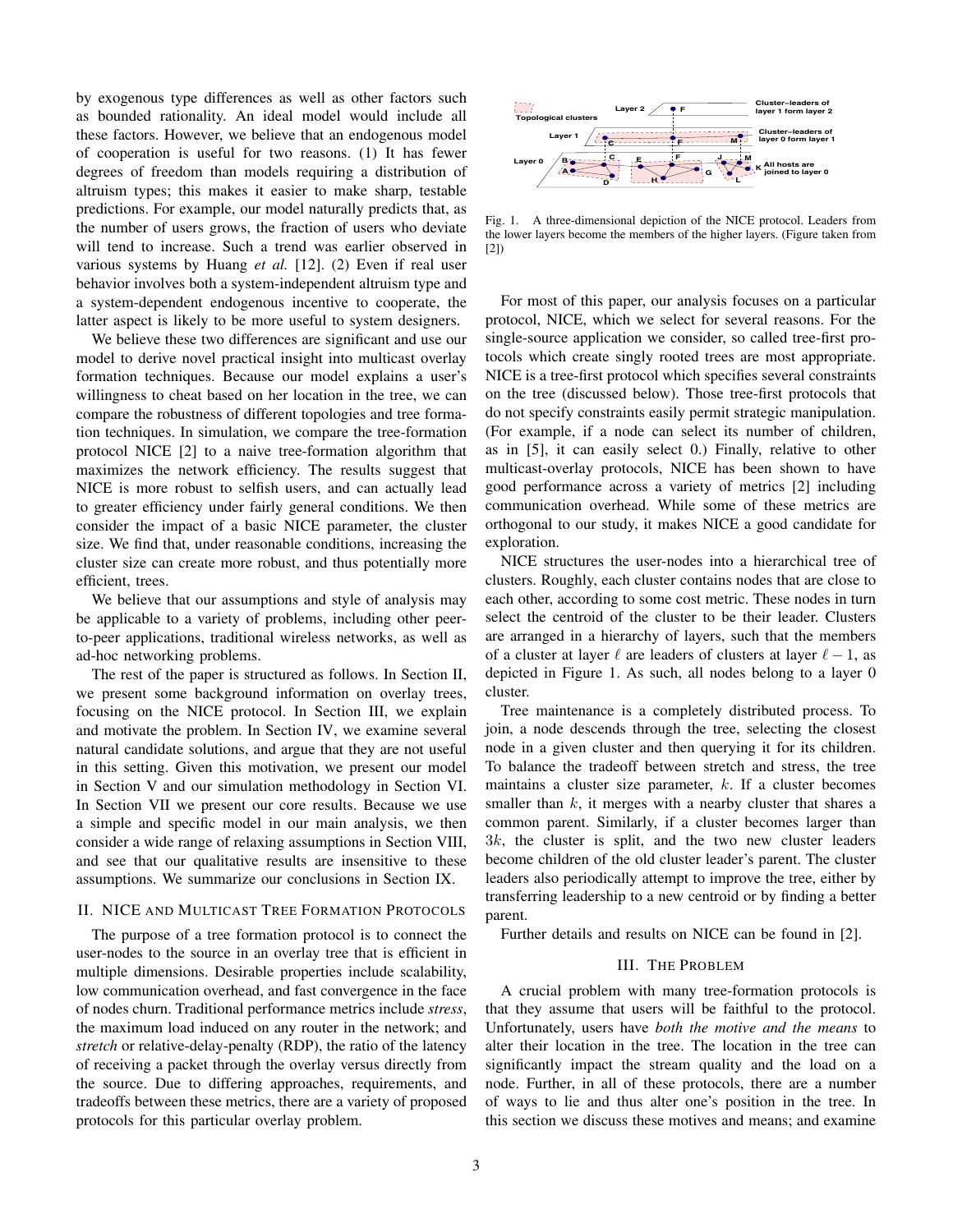by exogenous type differences as well as other factors such as bounded rationality. An ideal model would include all these factors. However, we believe that an endogenous model of cooperation is useful for two reasons. (1) It has fewer degrees of freedom than models requiring a distribution of altruism types; this makes it easier to make sharp, testable predictions. For example, our model naturally predicts that, as the number of users grows, the fraction of users who deviate will tend to increase. Such a trend was earlier observed in various systems by Huang *et al.* [12]. (2) Even if real user behavior involves both a system-independent altruism type and a system-dependent endogenous incentive to cooperate, the latter aspect is likely to be more useful to system designers.

We believe these two differences are significant and use our model to derive novel practical insight into multicast overlay formation techniques. Because our model explains a user's willingness to cheat based on her location in the tree, we can compare the robustness of different topologies and tree formation techniques. In simulation, we compare the tree-formation protocol NICE [2] to a naive tree-formation algorithm that maximizes the network efficiency. The results suggest that NICE is more robust to selfish users, and can actually lead to greater efficiency under fairly general conditions. We then consider the impact of a basic NICE parameter, the cluster size. We find that, under reasonable conditions, increasing the cluster size can create more robust, and thus potentially more efficient, trees.

We believe that our assumptions and style of analysis may be applicable to a variety of problems, including other peer-to-peer applications, traditional wireless networks, as well as ad-hoc networking problems.

The rest of the paper is structured as follows. In Section II, we present some background information on overlay trees, focusing on the NICE protocol. In Section III, we explain and motivate the problem. In Section IV, we examine several natural candidate solutions, and argue that they are not useful in this setting. Given this motivation, we present our model in Section V and our simulation methodology in Section VI. In Section VII we present our core results. Because we use a simple and specific model in our main analysis, we then consider a wide range of relaxing assumptions in Section VIII, and see that our qualitative results are insensitive to these assumptions. We summarize our conclusions in Section IX.

## II. NICE and Multicast Tree Formation Protocols

The purpose of a tree formation protocol is to connect the user-nodes to the source in an overlay tree that is efficient in multiple dimensions. Desirable properties include scalability, low communication overhead, and fast convergence in the face of nodes churn. Traditional performance metrics include *stress*, the maximum load induced on any router in the network; and *stretch* or relative-delay-penalty (RDP), the ratio of the latency of receiving a packet through the overlay versus directly from the source. Due to differing approaches, requirements, and tradeoffs between these metrics, there are a variety of proposed protocols for this particular overlay problem.

Fig. 1. A three-dimensional depiction of the NICE protocol. Leaders from the lower layers become the members of the higher layers. (Figure taken from [2])

For most of this paper, our analysis focuses on a particular protocol, NICE, which we select for several reasons. For the single-source application we consider, so called tree-first protocols which create singly rooted trees are most appropriate. NICE is a tree-first protocol which specifies several constraints on the tree (discussed below). Those tree-first protocols that do not specify constraints easily permit strategic manipulation. (For example, if a node can select its number of children, as in [5], it can easily select 0.) Finally, relative to other multicast-overlay protocols, NICE has been shown to have good performance across a variety of metrics [2] including communication overhead. While some of these metrics are orthogonal to our study, it makes NICE a good candidate for exploration.

NICE structures the user-nodes into a hierarchical tree of clusters. Roughly, each cluster contains nodes that are close to each other, according to some cost metric. These nodes in turn select the centroid of the cluster to be their leader. Clusters are arranged in a hierarchy of layers, such that the members of a cluster at layer $\ell$ are leaders of clusters at layer $\ell - 1$, as depicted in Figure 1. As such, all nodes belong to a layer 0 cluster.

Tree maintenance is a completely distributed process. To join, a node descends through the tree, selecting the closest node in a given cluster and then querying it for its children. To balance the tradeoff between stretch and stress, the tree maintains a cluster size parameter, $k$. If a cluster becomes smaller than $k$, it merges with a nearby cluster that shares a common parent. Similarly, if a cluster becomes larger than $3k$, the cluster is split, and the two new cluster leaders become children of the old cluster leader's parent. The cluster leaders also periodically attempt to improve the tree, either by transferring leadership to a new centroid or by finding a better parent.

Further details and results on NICE can be found in [2].

## III. The Problem

A crucial problem with many tree-formation protocols is that they assume that users will be faithful to the protocol. Unfortunately, users have *both the motive and the means* to alter their location in the tree. The location in the tree can significantly impact the stream quality and the load on a node. Further, in all of these protocols, there are a number of ways to lie and thus alter one's position in the tree. In this section we discuss these motives and means; and examine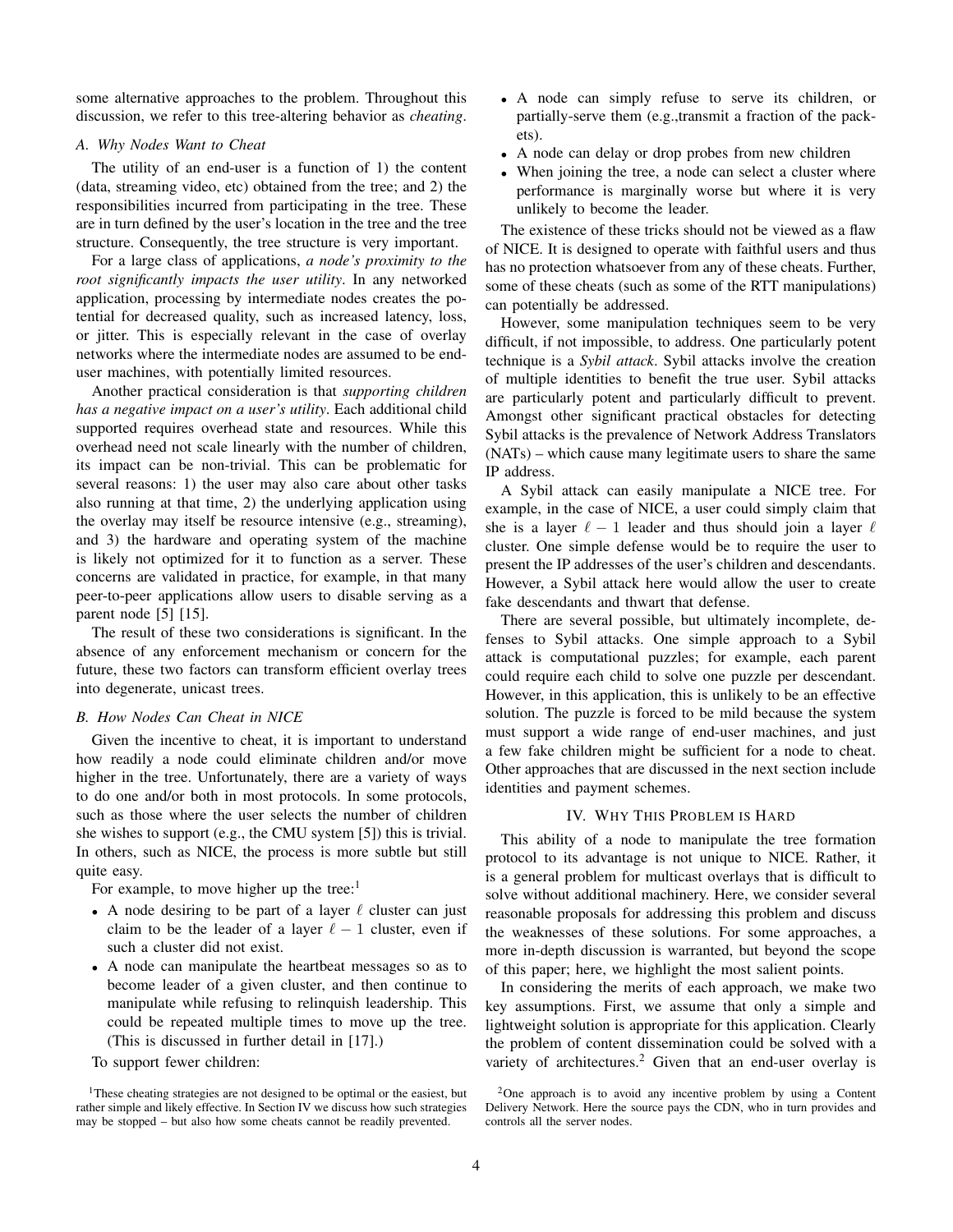some alternative approaches to the problem. Throughout this discussion, we refer to this tree-altering behavior as *cheating*.

### A. Why Nodes Want to Cheat

The utility of an end-user is a function of 1) the content (data, streaming video, etc) obtained from the tree; and 2) the responsibilities incurred from participating in the tree. These are in turn defined by the user's location in the tree and the tree structure. Consequently, the tree structure is very important.

For a large class of applications, *a node's proximity to the root significantly impacts the user utility*. In any networked application, processing by intermediate nodes creates the potential for decreased quality, such as increased latency, loss, or jitter. This is especially relevant in the case of overlay networks where the intermediate nodes are assumed to be end-user machines, with potentially limited resources.

Another practical consideration is that *supporting children has a negative impact on a user's utility*. Each additional child supported requires overhead state and resources. While this overhead need not scale linearly with the number of children, its impact can be non-trivial. This can be problematic for several reasons: 1) the user may also care about other tasks also running at that time, 2) the underlying application using the overlay may itself be resource intensive (e.g., streaming), and 3) the hardware and operating system of the machine is likely not optimized for it to function as a server. These concerns are validated in practice, for example, in that many peer-to-peer applications allow users to disable serving as a parent node [5] [15].

The result of these two considerations is significant. In the absence of any enforcement mechanism or concern for the future, these two factors can transform efficient overlay trees into degenerate, unicast trees.

### B. How Nodes Can Cheat in NICE

Given the incentive to cheat, it is important to understand how readily a node could eliminate children and/or move higher in the tree. Unfortunately, there are a variety of ways to do one and/or both in most protocols. In some protocols, such as those where the user selects the number of children she wishes to support (e.g., the CMU system [5]) this is trivial. In others, such as NICE, the process is more subtle but still quite easy.

For example, to move higher up the tree:[1]

- A node desiring to be part of a layer $\ell$ cluster can just claim to be the leader of a layer $\ell - 1$ cluster, even if such a cluster did not exist.
- A node can manipulate the heartbeat messages so as to become leader of a given cluster, and then continue to manipulate while refusing to relinquish leadership. This could be repeated multiple times to move up the tree. (This is discussed in further detail in [17].)

To support fewer children:

- A node can simply refuse to serve its children, or partially-serve them (e.g.,transmit a fraction of the packets).
- A node can delay or drop probes from new children
- When joining the tree, a node can select a cluster where performance is marginally worse but where it is very unlikely to become the leader.

The existence of these tricks should not be viewed as a flaw of NICE. It is designed to operate with faithful users and thus has no protection whatsoever from any of these cheats. Further, some of these cheats (such as some of the RTT manipulations) can potentially be addressed.

However, some manipulation techniques seem to be very difficult, if not impossible, to address. One particularly potent technique is a *Sybil attack*. Sybil attacks involve the creation of multiple identities to benefit the true user. Sybil attacks are particularly potent and particularly difficult to prevent. Amongst other significant practical obstacles for detecting Sybil attacks is the prevalence of Network Address Translators (NATs) – which cause many legitimate users to share the same IP address.

A Sybil attack can easily manipulate a NICE tree. For example, in the case of NICE, a user could simply claim that she is a layer $\ell - 1$ leader and thus should join a layer $\ell$ cluster. One simple defense would be to require the user to present the IP addresses of the user's children and descendants. However, a Sybil attack here would allow the user to create fake descendants and thwart that defense.

There are several possible, but ultimately incomplete, defenses to Sybil attacks. One simple approach to a Sybil attack is computational puzzles; for example, each parent could require each child to solve one puzzle per descendant. However, in this application, this is unlikely to be an effective solution. The puzzle is forced to be mild because the system must support a wide range of end-user machines, and just a few fake children might be sufficient for a node to cheat. Other approaches that are discussed in the next section include identities and payment schemes.

## IV. Why This Problem is Hard

This ability of a node to manipulate the tree formation protocol to its advantage is not unique to NICE. Rather, it is a general problem for multicast overlays that is difficult to solve without additional machinery. Here, we consider several reasonable proposals for addressing this problem and discuss the weaknesses of these solutions. For some approaches, a more in-depth discussion is warranted, but beyond the scope of this paper; here, we highlight the most salient points.

In considering the merits of each approach, we make two key assumptions. First, we assume that only a simple and lightweight solution is appropriate for this application. Clearly the problem of content dissemination could be solved with a variety of architectures.[2] Given that an end-user overlay is

[1] These cheating strategies are not designed to be optimal or the easiest, but rather simple and likely effective. In Section IV we discuss how such strategies may be stopped – but also how some cheats cannot be readily prevented.

[2] One approach is to avoid any incentive problem by using a Content Delivery Network. Here the source pays the CDN, who in turn provides and controls all the server nodes.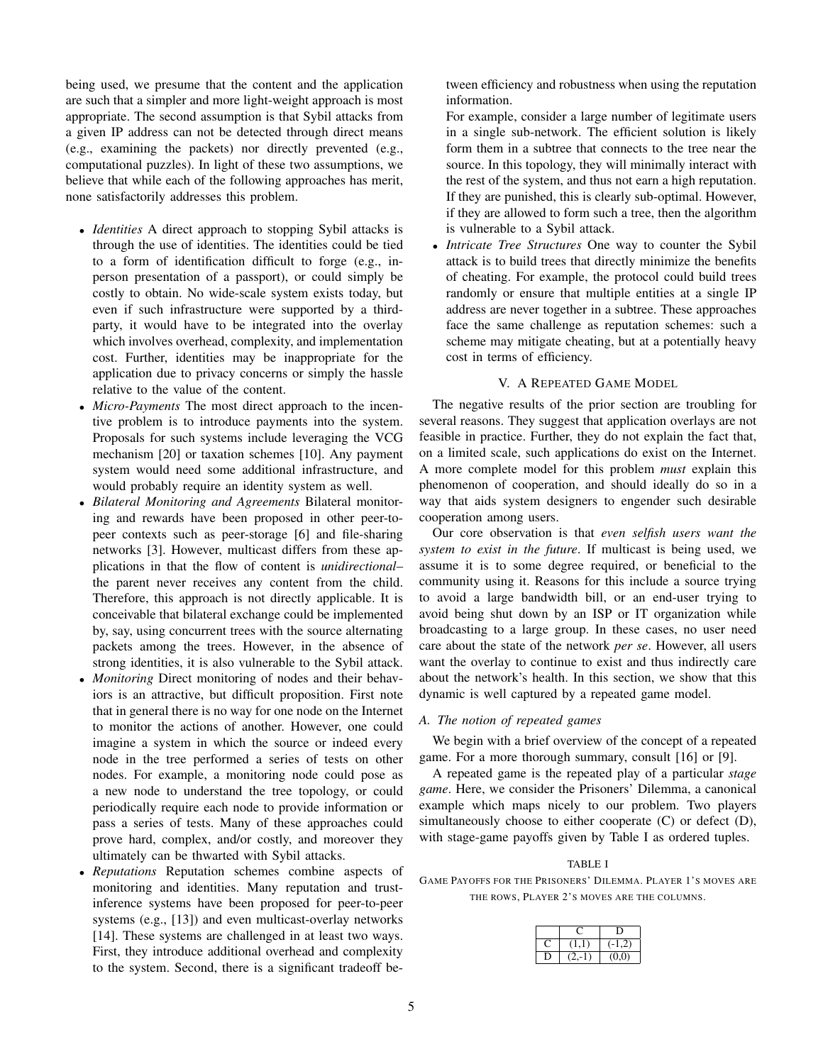being used, we presume that the content and the application are such that a simpler and more light-weight approach is most appropriate. The second assumption is that Sybil attacks from a given IP address can not be detected through direct means (e.g., examining the packets) nor directly prevented (e.g., computational puzzles). In light of these two assumptions, we believe that while each of the following approaches has merit, none satisfactorily addresses this problem.

- *Identities* A direct approach to stopping Sybil attacks is through the use of identities. The identities could be tied to a form of identification difficult to forge (e.g., in-person presentation of a passport), or could simply be costly to obtain. No wide-scale system exists today, but even if such infrastructure were supported by a third-party, it would have to be integrated into the overlay which involves overhead, complexity, and implementation cost. Further, identities may be inappropriate for the application due to privacy concerns or simply the hassle relative to the value of the content.
- *Micro-Payments* The most direct approach to the incentive problem is to introduce payments into the system. Proposals for such systems include leveraging the VCG mechanism [20] or taxation schemes [10]. Any payment system would need some additional infrastructure, and would probably require an identity system as well.
- *Bilateral Monitoring and Agreements* Bilateral monitoring and rewards have been proposed in other peer-to-peer contexts such as peer-storage [6] and file-sharing networks [3]. However, multicast differs from these applications in that the flow of content is *unidirectional*– the parent never receives any content from the child. Therefore, this approach is not directly applicable. It is conceivable that bilateral exchange could be implemented by, say, using concurrent trees with the source alternating packets among the trees. However, in the absence of strong identities, it is also vulnerable to the Sybil attack.
- *Monitoring* Direct monitoring of nodes and their behaviors is an attractive, but difficult proposition. First note that in general there is no way for one node on the Internet to monitor the actions of another. However, one could imagine a system in which the source or indeed every node in the tree performed a series of tests on other nodes. For example, a monitoring node could pose as a new node to understand the tree topology, or could periodically require each node to provide information or pass a series of tests. Many of these approaches could prove hard, complex, and/or costly, and moreover they ultimately can be thwarted with Sybil attacks.
- *Reputations* Reputation schemes combine aspects of monitoring and identities. Many reputation and trust-inference systems have been proposed for peer-to-peer systems (e.g., [13]) and even multicast-overlay networks [14]. These systems are challenged in at least two ways. First, they introduce additional overhead and complexity to the system. Second, there is a significant tradeoff between efficiency and robustness when using the reputation information.

  For example, consider a large number of legitimate users in a single sub-network. The efficient solution is likely form them in a subtree that connects to the tree near the source. In this topology, they will minimally interact with the rest of the system, and thus not earn a high reputation. If they are punished, this is clearly sub-optimal. However, if they are allowed to form such a tree, then the algorithm is vulnerable to a Sybil attack.
- *Intricate Tree Structures* One way to counter the Sybil attack is to build trees that directly minimize the benefits of cheating. For example, the protocol could build trees randomly or ensure that multiple entities at a single IP address are never together in a subtree. These approaches face the same challenge as reputation schemes: such a scheme may mitigate cheating, but at a potentially heavy cost in terms of efficiency.

## V. A Repeated Game Model

The negative results of the prior section are troubling for several reasons. They suggest that application overlays are not feasible in practice. Further, they do not explain the fact that, on a limited scale, such applications do exist on the Internet. A more complete model for this problem *must* explain this phenomenon of cooperation, and should ideally do so in a way that aids system designers to engender such desirable cooperation among users.

Our core observation is that *even selfish users want the system to exist in the future*. If multicast is being used, we assume it is to some degree required, or beneficial to the community using it. Reasons for this include a source trying to avoid a large bandwidth bill, or an end-user trying to avoid being shut down by an ISP or IT organization while broadcasting to a large group. In these cases, no user need care about the state of the network *per se*. However, all users want the overlay to continue to exist and thus indirectly care about the network's health. In this section, we show that this dynamic is well captured by a repeated game model.

### A. The notion of repeated games

We begin with a brief overview of the concept of a repeated game. For a more thorough summary, consult [16] or [9].

A repeated game is the repeated play of a particular *stage game*. Here, we consider the Prisoners' Dilemma, a canonical example which maps nicely to our problem. Two players simultaneously choose to either cooperate (C) or defect (D), with stage-game payoffs given by Table I as ordered tuples.

TABLE I

Game Payoffs for the Prisoners' Dilemma. Player 1's moves are the rows, Player 2's moves are the columns.

| | C | D |
|---|---|---|
| C | (1,1) | (-1,2) |
| D | (2,-1) | (0,0) |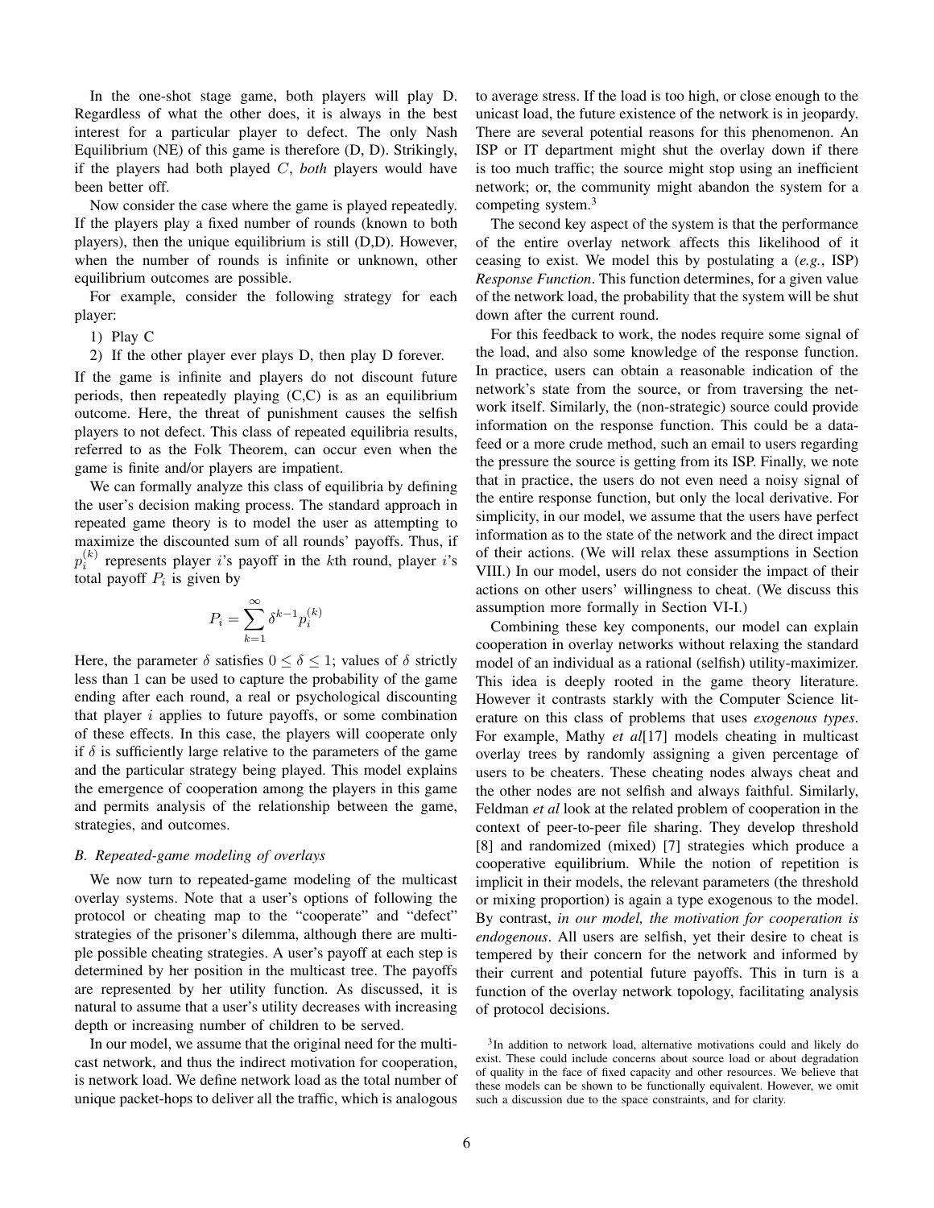In the one-shot stage game, both players will play D. Regardless of what the other does, it is always in the best interest for a particular player to defect. The only Nash Equilibrium (NE) of this game is therefore (D, D). Strikingly, if the players had both played $C$, *both* players would have been better off.

Now consider the case where the game is played repeatedly. If the players play a fixed number of rounds (known to both players), then the unique equilibrium is still (D,D). However, when the number of rounds is infinite or unknown, other equilibrium outcomes are possible.

For example, consider the following strategy for each player:

1) Play C
2) If the other player ever plays D, then play D forever.

If the game is infinite and players do not discount future periods, then repeatedly playing (C,C) is as an equilibrium outcome. Here, the threat of punishment causes the selfish players to not defect. This class of repeated equilibria results, referred to as the Folk Theorem, can occur even when the game is finite and/or players are impatient.

We can formally analyze this class of equilibria by defining the user's decision making process. The standard approach in repeated game theory is to model the user as attempting to maximize the discounted sum of all rounds' payoffs. Thus, if $p_i^{(k)}$ represents player $i$'s payoff in the $k$th round, player $i$'s total payoff $P_i$ is given by

$$P_i = \sum_{k=1}^{\infty} \delta^{k-1} p_i^{(k)}$$

Here, the parameter $\delta$ satisfies $0 \leq \delta \leq 1$; values of $\delta$ strictly less than 1 can be used to capture the probability of the game ending after each round, a real or psychological discounting that player $i$ applies to future payoffs, or some combination of these effects. In this case, the players will cooperate only if $\delta$ is sufficiently large relative to the parameters of the game and the particular strategy being played. This model explains the emergence of cooperation among the players in this game and permits analysis of the relationship between the game, strategies, and outcomes.

### B. Repeated-game modeling of overlays

We now turn to repeated-game modeling of the multicast overlay systems. Note that a user's options of following the protocol or cheating map to the "cooperate" and "defect" strategies of the prisoner's dilemma, although there are multiple possible cheating strategies. A user's payoff at each step is determined by her position in the multicast tree. The payoffs are represented by her utility function. As discussed, it is natural to assume that a user's utility decreases with increasing depth or increasing number of children to be served.

In our model, we assume that the original need for the multicast network, and thus the indirect motivation for cooperation, is network load. We define network load as the total number of unique packet-hops to deliver all the traffic, which is analogous to average stress. If the load is too high, or close enough to the unicast load, the future existence of the network is in jeopardy. There are several potential reasons for this phenomenon. An ISP or IT department might shut the overlay down if there is too much traffic; the source might stop using an inefficient network; or, the community might abandon the system for a competing system.[3]

The second key aspect of the system is that the performance of the entire overlay network affects this likelihood of it ceasing to exist. We model this by postulating a (*e.g.*, ISP) *Response Function*. This function determines, for a given value of the network load, the probability that the system will be shut down after the current round.

For this feedback to work, the nodes require some signal of the load, and also some knowledge of the response function. In practice, users can obtain a reasonable indication of the network's state from the source, or from traversing the network itself. Similarly, the (non-strategic) source could provide information on the response function. This could be a data-feed or a more crude method, such an email to users regarding the pressure the source is getting from its ISP. Finally, we note that in practice, the users do not even need a noisy signal of the entire response function, but only the local derivative. For simplicity, in our model, we assume that the users have perfect information as to the state of the network and the direct impact of their actions. (We will relax these assumptions in Section VIII.) In our model, users do not consider the impact of their actions on other users' willingness to cheat. (We discuss this assumption more formally in Section VI-I.)

Combining these key components, our model can explain cooperation in overlay networks without relaxing the standard model of an individual as a rational (selfish) utility-maximizer. This idea is deeply rooted in the game theory literature. However it contrasts starkly with the Computer Science literature on this class of problems that uses *exogenous types*. For example, Mathy *et al*[17] models cheating in multicast overlay trees by randomly assigning a given percentage of users to be cheaters. These cheating nodes always cheat and the other nodes are not selfish and always faithful. Similarly, Feldman *et al* look at the related problem of cooperation in the context of peer-to-peer file sharing. They develop threshold [8] and randomized (mixed) [7] strategies which produce a cooperative equilibrium. While the notion of repetition is implicit in their models, the relevant parameters (the threshold or mixing proportion) is again a type exogenous to the model. By contrast, *in our model, the motivation for cooperation is endogenous*. All users are selfish, yet their desire to cheat is tempered by their concern for the network and informed by their current and potential future payoffs. This in turn is a function of the overlay network topology, facilitating analysis of protocol decisions.

[3] In addition to network load, alternative motivations could and likely do exist. These could include concerns about source load or about degradation of quality in the face of fixed capacity and other resources. We believe that these models can be shown to be functionally equivalent. However, we omit such a discussion due to the space constraints, and for clarity.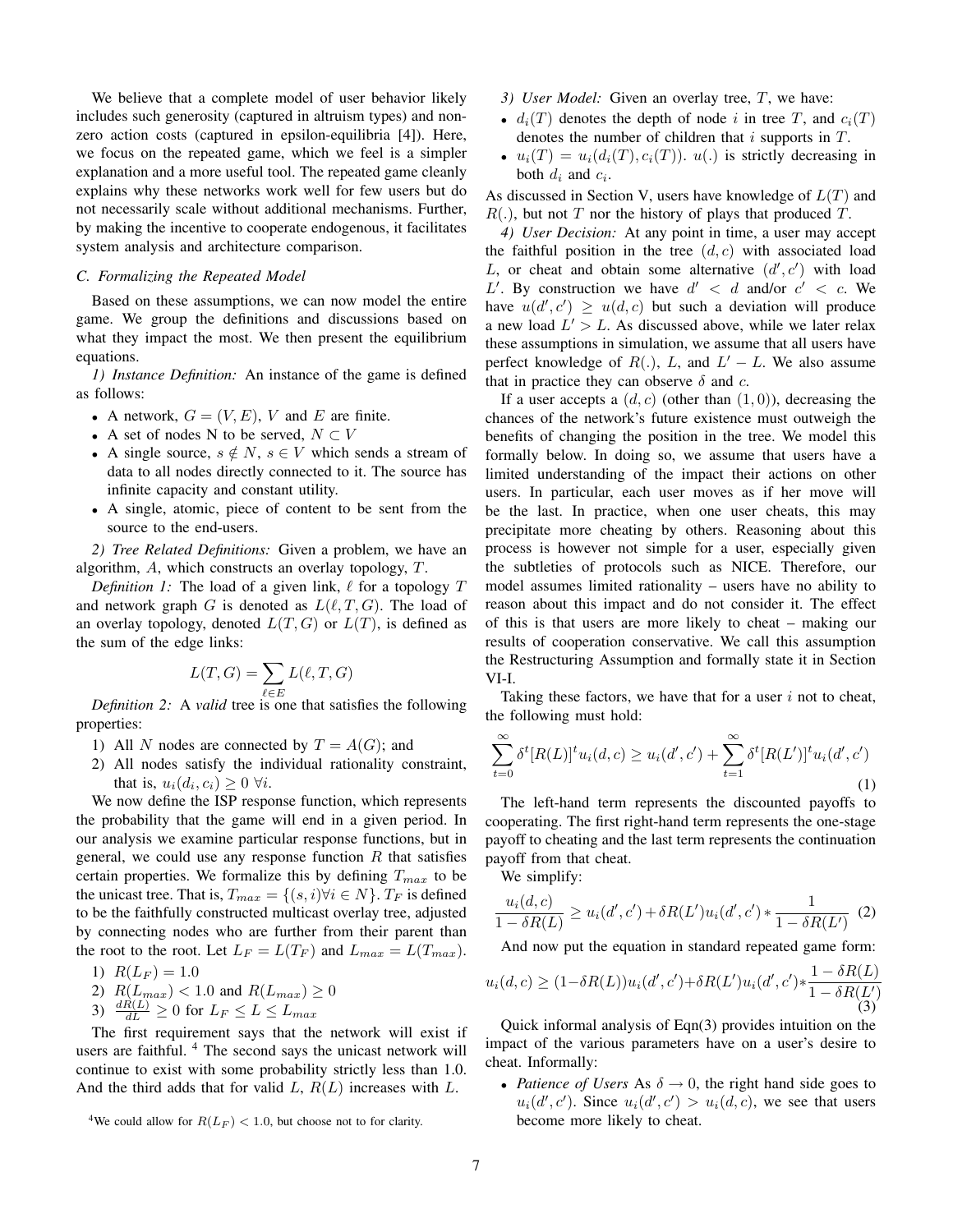We believe that a complete model of user behavior likely includes such generosity (captured in altruism types) and non-zero action costs (captured in epsilon-equilibria [4]). Here, we focus on the repeated game, which we feel is a simpler explanation and a more useful tool. The repeated game cleanly explains why these networks work well for few users but do not necessarily scale without additional mechanisms. Further, by making the incentive to cooperate endogenous, it facilitates system analysis and architecture comparison.

### C. Formalizing the Repeated Model

Based on these assumptions, we can now model the entire game. We group the definitions and discussions based on what they impact the most. We then present the equilibrium equations.

*1) Instance Definition:* An instance of the game is defined as follows:

- A network, $G = (V, E)$, $V$ and $E$ are finite.
- A set of nodes N to be served, $N \subset V$
- A single source, $s \notin N$, $s \in V$ which sends a stream of data to all nodes directly connected to it. The source has infinite capacity and constant utility.
- A single, atomic, piece of content to be sent from the source to the end-users.

*2) Tree Related Definitions:* Given a problem, we have an algorithm, $A$, which constructs an overlay topology, $T$.

*Definition 1:* The load of a given link, $\ell$ for a topology $T$ and network graph $G$ is denoted as $L(\ell, T, G)$. The load of an overlay topology, denoted $L(T, G)$ or $L(T)$, is defined as the sum of the edge links:

$$L(T, G) = \sum_{\ell \in E} L(\ell, T, G)$$

*Definition 2:* A *valid* tree is one that satisfies the following properties:

1) All $N$ nodes are connected by $T = A(G)$; and
2) All nodes satisfy the individual rationality constraint, that is, $u_i(d_i, c_i) \geq 0 \; \forall i$.

We now define the ISP response function, which represents the probability that the game will end in a given period. In our analysis we examine particular response functions, but in general, we could use any response function $R$ that satisfies certain properties. We formalize this by defining $T_{max}$ to be the unicast tree. That is, $T_{max} = \{(s, i) \forall i \in N\}$. $T_F$ is defined to be the faithfully constructed multicast overlay tree, adjusted by connecting nodes who are further from their parent than the root to the root. Let $L_F = L(T_F)$ and $L_{max} = L(T_{max})$.

1) $R(L_F) = 1.0$
2) $R(L_{max}) < 1.0$ and $R(L_{max}) \geq 0$
3) $\frac{dR(L)}{dL} \geq 0$ for $L_F \leq L \leq L_{max}$

The first requirement says that the network will exist if users are faithful. [4] The second says the unicast network will continue to exist with some probability strictly less than 1.0. And the third adds that for valid $L$, $R(L)$ increases with $L$.

[4] We could allow for $R(L_F) < 1.0$, but choose not to for clarity.

*3) User Model:* Given an overlay tree, $T$, we have:

- $d_i(T)$ denotes the depth of node $i$ in tree $T$, and $c_i(T)$ denotes the number of children that $i$ supports in $T$.
- $u_i(T) = u_i(d_i(T), c_i(T))$. $u(.)$ is strictly decreasing in both $d_i$ and $c_i$.

As discussed in Section V, users have knowledge of $L(T)$ and $R(.)$, but not $T$ nor the history of plays that produced $T$.

*4) User Decision:* At any point in time, a user may accept the faithful position in the tree $(d, c)$ with associated load $L$, or cheat and obtain some alternative $(d', c')$ with load $L'$. By construction we have $d' < d$ and/or $c' < c$. We have $u(d', c') \geq u(d, c)$ but such a deviation will produce a new load $L' > L$. As discussed above, while we later relax these assumptions in simulation, we assume that all users have perfect knowledge of $R(.)$, $L$, and $L' - L$. We also assume that in practice they can observe $\delta$ and $c$.

If a user accepts a $(d, c)$ (other than $(1, 0)$), decreasing the chances of the network's future existence must outweigh the benefits of changing the position in the tree. We model this formally below. In doing so, we assume that users have a limited understanding of the impact their actions on other users. In particular, each user moves as if her move will be the last. In practice, when one user cheats, this may precipitate more cheating by others. Reasoning about this process is however not simple for a user, especially given the subtleties of protocols such as NICE. Therefore, our model assumes limited rationality – users have no ability to reason about this impact and do not consider it. The effect of this is that users are more likely to cheat – making our results of cooperation conservative. We call this assumption the Restructuring Assumption and formally state it in Section VI-I.

Taking these factors, we have that for a user $i$ not to cheat, the following must hold:

$$\sum_{t=0}^{\infty} \delta^t [R(L)]^t u_i(d, c) \geq u_i(d', c') + \sum_{t=1}^{\infty} \delta^t [R(L')]^t u_i(d', c') \tag{1}$$

The left-hand term represents the discounted payoffs to cooperating. The first right-hand term represents the one-stage payoff to cheating and the last term represents the continuation payoff from that cheat.

We simplify:

$$\frac{u_i(d, c)}{1 - \delta R(L)} \geq u_i(d', c') + \delta R(L') u_i(d', c') * \frac{1}{1 - \delta R(L')} \tag{2}$$

And now put the equation in standard repeated game form:

$$u_i(d, c) \geq (1 - \delta R(L)) u_i(d', c') + \delta R(L') u_i(d', c') * \frac{1 - \delta R(L)}{1 - \delta R(L')} \tag{3}$$

Quick informal analysis of Eqn(3) provides intuition on the impact of the various parameters have on a user's desire to cheat. Informally:

- *Patience of Users* As $\delta \to 0$, the right hand side goes to $u_i(d', c')$. Since $u_i(d', c') > u_i(d, c)$, we see that users become more likely to cheat.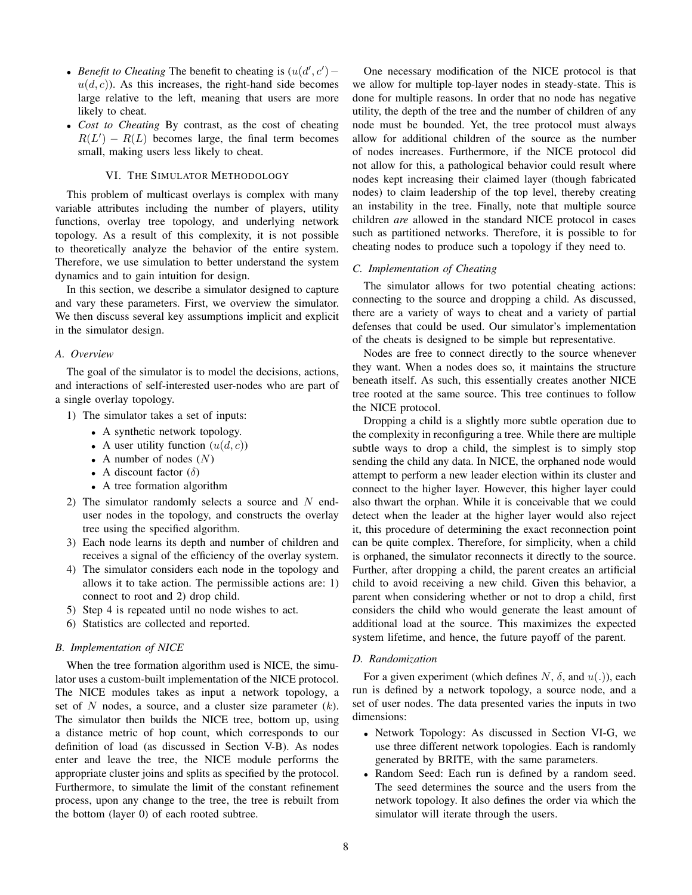- *Benefit to Cheating* The benefit to cheating is $(u(d', c') - u(d, c))$. As this increases, the right-hand side becomes large relative to the left, meaning that users are more likely to cheat.
- *Cost to Cheating* By contrast, as the cost of cheating $R(L') - R(L)$ becomes large, the final term becomes small, making users less likely to cheat.

## VI. The Simulator Methodology

This problem of multicast overlays is complex with many variable attributes including the number of players, utility functions, overlay tree topology, and underlying network topology. As a result of this complexity, it is not possible to theoretically analyze the behavior of the entire system. Therefore, we use simulation to better understand the system dynamics and to gain intuition for design.

In this section, we describe a simulator designed to capture and vary these parameters. First, we overview the simulator. We then discuss several key assumptions implicit and explicit in the simulator design.

### A. Overview

The goal of the simulator is to model the decisions, actions, and interactions of self-interested user-nodes who are part of a single overlay topology.

1) The simulator takes a set of inputs:
   - A synthetic network topology.
   - A user utility function $(u(d, c))$
   - A number of nodes $(N)$
   - A discount factor $(\delta)$
   - A tree formation algorithm
2) The simulator randomly selects a source and $N$ end-user nodes in the topology, and constructs the overlay tree using the specified algorithm.
3) Each node learns its depth and number of children and receives a signal of the efficiency of the overlay system.
4) The simulator considers each node in the topology and allows it to take action. The permissible actions are: 1) connect to root and 2) drop child.
5) Step 4 is repeated until no node wishes to act.
6) Statistics are collected and reported.

### B. Implementation of NICE

When the tree formation algorithm used is NICE, the simulator uses a custom-built implementation of the NICE protocol. The NICE modules takes as input a network topology, a set of $N$ nodes, a source, and a cluster size parameter $(k)$. The simulator then builds the NICE tree, bottom up, using a distance metric of hop count, which corresponds to our definition of load (as discussed in Section V-B). As nodes enter and leave the tree, the NICE module performs the appropriate cluster joins and splits as specified by the protocol. Furthermore, to simulate the limit of the constant refinement process, upon any change to the tree, the tree is rebuilt from the bottom (layer 0) of each rooted subtree.

One necessary modification of the NICE protocol is that we allow for multiple top-layer nodes in steady-state. This is done for multiple reasons. In order that no node has negative utility, the depth of the tree and the number of children of any node must be bounded. Yet, the tree protocol must always allow for additional children of the source as the number of nodes increases. Furthermore, if the NICE protocol did not allow for this, a pathological behavior could result where nodes kept increasing their claimed layer (though fabricated nodes) to claim leadership of the top level, thereby creating an instability in the tree. Finally, note that multiple source children *are* allowed in the standard NICE protocol in cases such as partitioned networks. Therefore, it is possible to for cheating nodes to produce such a topology if they need to.

### C. Implementation of Cheating

The simulator allows for two potential cheating actions: connecting to the source and dropping a child. As discussed, there are a variety of ways to cheat and a variety of partial defenses that could be used. Our simulator's implementation of the cheats is designed to be simple but representative.

Nodes are free to connect directly to the source whenever they want. When a nodes does so, it maintains the structure beneath itself. As such, this essentially creates another NICE tree rooted at the same source. This tree continues to follow the NICE protocol.

Dropping a child is a slightly more subtle operation due to the complexity in reconfiguring a tree. While there are multiple subtle ways to drop a child, the simplest is to simply stop sending the child any data. In NICE, the orphaned node would attempt to perform a new leader election within its cluster and connect to the higher layer. However, this higher layer could also thwart the orphan. While it is conceivable that we could detect when the leader at the higher layer would also reject it, this procedure of determining the exact reconnection point can be quite complex. Therefore, for simplicity, when a child is orphaned, the simulator reconnects it directly to the source. Further, after dropping a child, the parent creates an artificial child to avoid receiving a new child. Given this behavior, a parent when considering whether or not to drop a child, first considers the child who would generate the least amount of additional load at the source. This maximizes the expected system lifetime, and hence, the future payoff of the parent.

### D. Randomization

For a given experiment (which defines $N$, $\delta$, and $u(.)$), each run is defined by a network topology, a source node, and a set of user nodes. The data presented varies the inputs in two dimensions:

- Network Topology: As discussed in Section VI-G, we use three different network topologies. Each is randomly generated by BRITE, with the same parameters.
- Random Seed: Each run is defined by a random seed. The seed determines the source and the users from the network topology. It also defines the order via which the simulator will iterate through the users.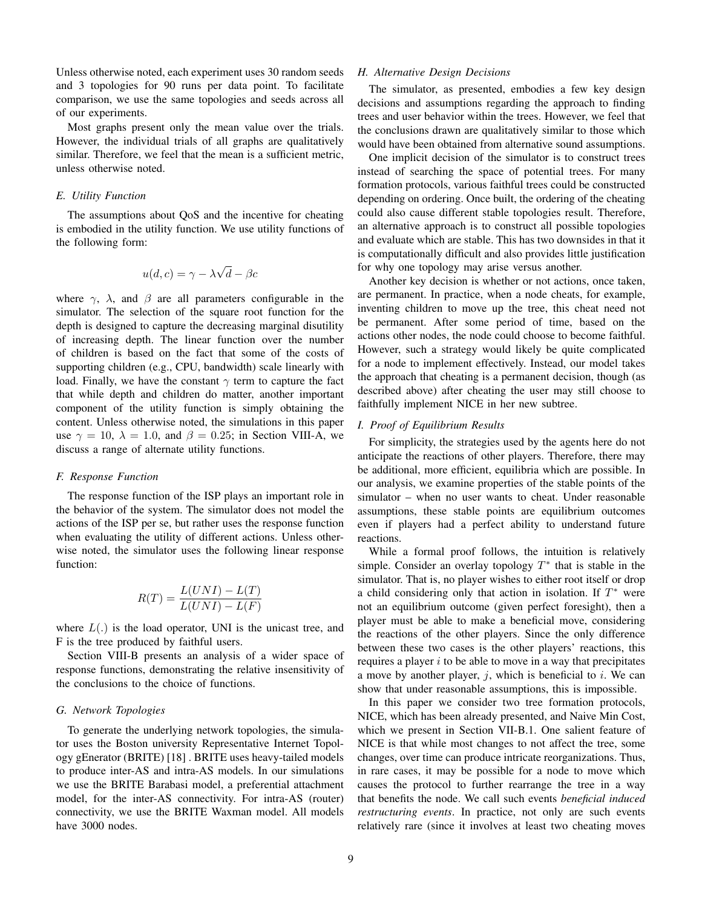Unless otherwise noted, each experiment uses 30 random seeds and 3 topologies for 90 runs per data point. To facilitate comparison, we use the same topologies and seeds across all of our experiments.

Most graphs present only the mean value over the trials. However, the individual trials of all graphs are qualitatively similar. Therefore, we feel that the mean is a sufficient metric, unless otherwise noted.

### E. Utility Function

The assumptions about QoS and the incentive for cheating is embodied in the utility function. We use utility functions of the following form:

$$u(d, c) = \gamma - \lambda\sqrt{d} - \beta c$$

where $\gamma$, $\lambda$, and $\beta$ are all parameters configurable in the simulator. The selection of the square root function for the depth is designed to capture the decreasing marginal disutility of increasing depth. The linear function over the number of children is based on the fact that some of the costs of supporting children (e.g., CPU, bandwidth) scale linearly with load. Finally, we have the constant $\gamma$ term to capture the fact that while depth and children do matter, another important component of the utility function is simply obtaining the content. Unless otherwise noted, the simulations in this paper use $\gamma = 10$, $\lambda = 1.0$, and $\beta = 0.25$; in Section VIII-A, we discuss a range of alternate utility functions.

### F. Response Function

The response function of the ISP plays an important role in the behavior of the system. The simulator does not model the actions of the ISP per se, but rather uses the response function when evaluating the utility of different actions. Unless otherwise noted, the simulator uses the following linear response function:

$$R(T) = \frac{L(UNI) - L(T)}{L(UNI) - L(F)}$$

where $L(.)$ is the load operator, UNI is the unicast tree, and F is the tree produced by faithful users.

Section VIII-B presents an analysis of a wider space of response functions, demonstrating the relative insensitivity of the conclusions to the choice of functions.

### G. Network Topologies

To generate the underlying network topologies, the simulator uses the Boston university Representative Internet Topology gEnerator (BRITE) [18] . BRITE uses heavy-tailed models to produce inter-AS and intra-AS models. In our simulations we use the BRITE Barabasi model, a preferential attachment model, for the inter-AS connectivity. For intra-AS (router) connectivity, we use the BRITE Waxman model. All models have 3000 nodes.

### H. Alternative Design Decisions

The simulator, as presented, embodies a few key design decisions and assumptions regarding the approach to finding trees and user behavior within the trees. However, we feel that the conclusions drawn are qualitatively similar to those which would have been obtained from alternative sound assumptions.

One implicit decision of the simulator is to construct trees instead of searching the space of potential trees. For many formation protocols, various faithful trees could be constructed depending on ordering. Once built, the ordering of the cheating could also cause different stable topologies result. Therefore, an alternative approach is to construct all possible topologies and evaluate which are stable. This has two downsides in that it is computationally difficult and also provides little justification for why one topology may arise versus another.

Another key decision is whether or not actions, once taken, are permanent. In practice, when a node cheats, for example, inventing children to move up the tree, this cheat need not be permanent. After some period of time, based on the actions other nodes, the node could choose to become faithful. However, such a strategy would likely be quite complicated for a node to implement effectively. Instead, our model takes the approach that cheating is a permanent decision, though (as described above) after cheating the user may still choose to faithfully implement NICE in her new subtree.

### I. Proof of Equilibrium Results

For simplicity, the strategies used by the agents here do not anticipate the reactions of other players. Therefore, there may be additional, more efficient, equilibria which are possible. In our analysis, we examine properties of the stable points of the simulator – when no user wants to cheat. Under reasonable assumptions, these stable points are equilibrium outcomes even if players had a perfect ability to understand future reactions.

While a formal proof follows, the intuition is relatively simple. Consider an overlay topology $T^*$ that is stable in the simulator. That is, no player wishes to either root itself or drop a child considering only that action in isolation. If $T^*$ were not an equilibrium outcome (given perfect foresight), then a player must be able to make a beneficial move, considering the reactions of the other players. Since the only difference between these two cases is the other players' reactions, this requires a player $i$ to be able to move in a way that precipitates a move by another player, $j$, which is beneficial to $i$. We can show that under reasonable assumptions, this is impossible.

In this paper we consider two tree formation protocols, NICE, which has been already presented, and Naive Min Cost, which we present in Section VII-B.1. One salient feature of NICE is that while most changes to not affect the tree, some changes, over time can produce intricate reorganizations. Thus, in rare cases, it may be possible for a node to move which causes the protocol to further rearrange the tree in a way that benefits the node. We call such events *beneficial induced restructuring events*. In practice, not only are such events relatively rare (since it involves at least two cheating moves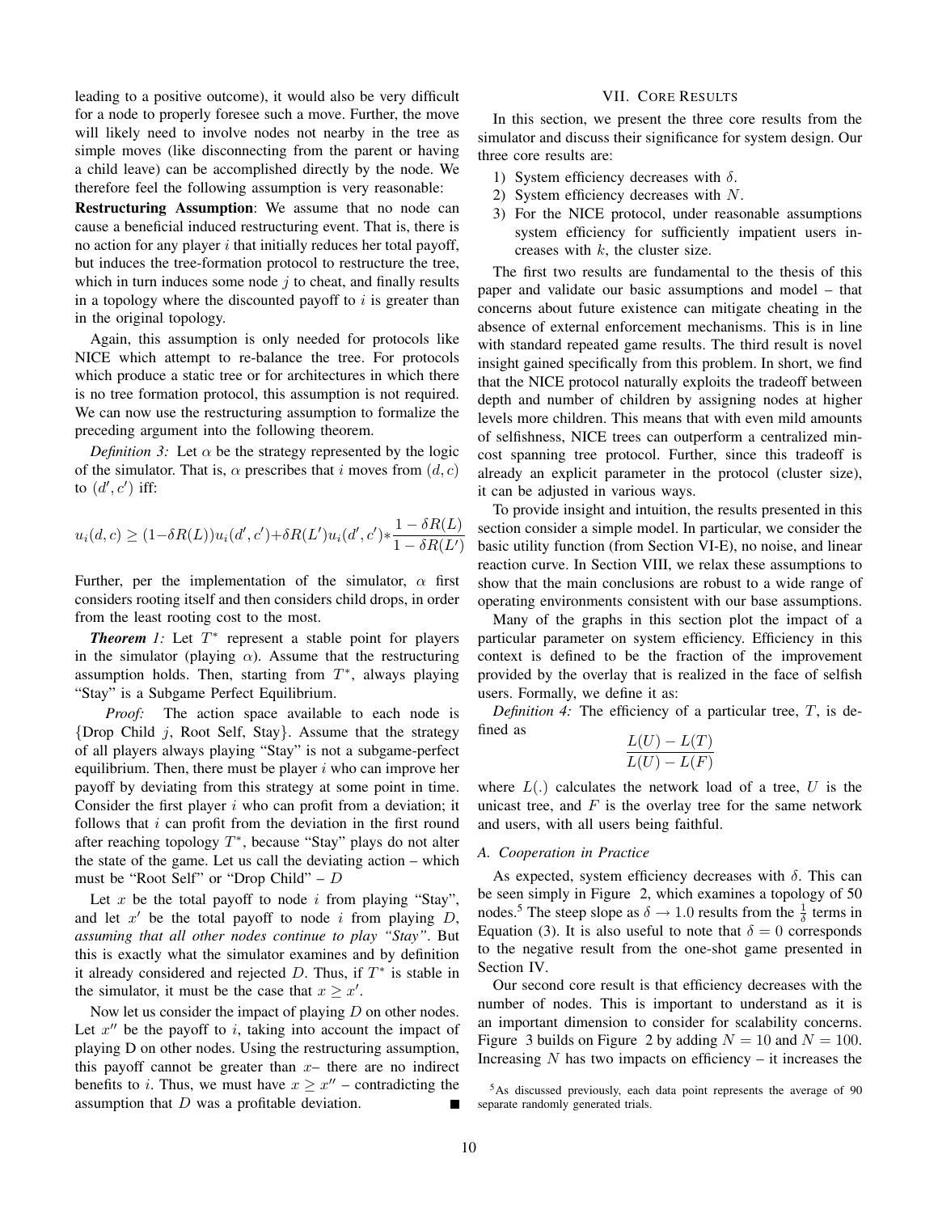leading to a positive outcome), it would also be very difficult for a node to properly foresee such a move. Further, the move will likely need to involve nodes not nearby in the tree as simple moves (like disconnecting from the parent or having a child leave) can be accomplished directly by the node. We therefore feel the following assumption is very reasonable:

**Restructuring Assumption**: We assume that no node can cause a beneficial induced restructuring event. That is, there is no action for any player $i$ that initially reduces her total payoff, but induces the tree-formation protocol to restructure the tree, which in turn induces some node $j$ to cheat, and finally results in a topology where the discounted payoff to $i$ is greater than in the original topology.

Again, this assumption is only needed for protocols like NICE which attempt to re-balance the tree. For protocols which produce a static tree or for architectures in which there is no tree formation protocol, this assumption is not required. We can now use the restructuring assumption to formalize the preceding argument into the following theorem.

*Definition 3:* Let $\alpha$ be the strategy represented by the logic of the simulator. That is, $\alpha$ prescribes that $i$ moves from $(d, c)$ to $(d', c')$ iff:

$$u_i(d,c) \geq (1 - \delta R(L))u_i(d',c') + \delta R(L')u_i(d',c') * \frac{1-\delta R(L)}{1-\delta R(L')}$$

Further, per the implementation of the simulator, $\alpha$ first considers rooting itself and then considers child drops, in order from the least rooting cost to the most.

***Theorem 1:*** Let $T^*$ represent a stable point for players in the simulator (playing $\alpha$). Assume that the restructuring assumption holds. Then, starting from $T^*$, always playing "Stay" is a Subgame Perfect Equilibrium.

*Proof:* The action space available to each node is {Drop Child $j$, Root Self, Stay}. Assume that the strategy of all players always playing "Stay" is not a subgame-perfect equilibrium. Then, there must be player $i$ who can improve her payoff by deviating from this strategy at some point in time. Consider the first player $i$ who can profit from a deviation; it follows that $i$ can profit from the deviation in the first round after reaching topology $T^*$, because "Stay" plays do not alter the state of the game. Let us call the deviating action – which must be "Root Self" or "Drop Child" – $D$

Let $x$ be the total payoff to node $i$ from playing "Stay", and let $x'$ be the total payoff to node $i$ from playing $D$, *assuming that all other nodes continue to play "Stay"*. But this is exactly what the simulator examines and by definition it already considered and rejected $D$. Thus, if $T^*$ is stable in the simulator, it must be the case that $x \geq x'$.

Now let us consider the impact of playing $D$ on other nodes. Let $x''$ be the payoff to $i$, taking into account the impact of playing D on other nodes. Using the restructuring assumption, this payoff cannot be greater than $x$– there are no indirect benefits to $i$. Thus, we must have $x \geq x''$ – contradicting the assumption that $D$ was a profitable deviation. ∎

## VII. Core Results

In this section, we present the three core results from the simulator and discuss their significance for system design. Our three core results are:

1) System efficiency decreases with $\delta$.
2) System efficiency decreases with $N$.
3) For the NICE protocol, under reasonable assumptions system efficiency for sufficiently impatient users increases with $k$, the cluster size.

The first two results are fundamental to the thesis of this paper and validate our basic assumptions and model – that concerns about future existence can mitigate cheating in the absence of external enforcement mechanisms. This is in line with standard repeated game results. The third result is novel insight gained specifically from this problem. In short, we find that the NICE protocol naturally exploits the tradeoff between depth and number of children by assigning nodes at higher levels more children. This means that with even mild amounts of selfishness, NICE trees can outperform a centralized min-cost spanning tree protocol. Further, since this tradeoff is already an explicit parameter in the protocol (cluster size), it can be adjusted in various ways.

To provide insight and intuition, the results presented in this section consider a simple model. In particular, we consider the basic utility function (from Section VI-E), no noise, and linear reaction curve. In Section VIII, we relax these assumptions to show that the main conclusions are robust to a wide range of operating environments consistent with our base assumptions.

Many of the graphs in this section plot the impact of a particular parameter on system efficiency. Efficiency in this context is defined to be the fraction of the improvement provided by the overlay that is realized in the face of selfish users. Formally, we define it as:

*Definition 4:* The efficiency of a particular tree, $T$, is defined as

$$\frac{L(U) - L(T)}{L(U) - L(F)}$$

where $L(.)$ calculates the network load of a tree, $U$ is the unicast tree, and $F$ is the overlay tree for the same network and users, with all users being faithful.

### A. Cooperation in Practice

As expected, system efficiency decreases with $\delta$. This can be seen simply in Figure 2, which examines a topology of 50 nodes.[5] The steep slope as $\delta \to 1.0$ results from the $\frac{1}{\delta}$ terms in Equation (3). It is also useful to note that $\delta = 0$ corresponds to the negative result from the one-shot game presented in Section IV.

Our second core result is that efficiency decreases with the number of nodes. This is important to understand as it is an important dimension to consider for scalability concerns. Figure 3 builds on Figure 2 by adding $N = 10$ and $N = 100$. Increasing $N$ has two impacts on efficiency – it increases the

[5] As discussed previously, each data point represents the average of 90 separate randomly generated trials.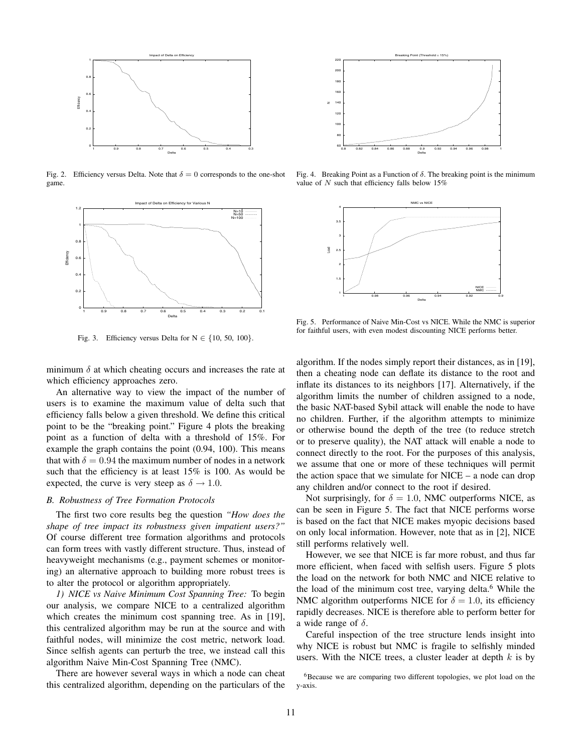Fig. 2. Efficiency versus Delta. Note that $\delta = 0$ corresponds to the one-shot game.

Fig. 3. Efficiency versus Delta for N $\in$ {10, 50, 100}.

Fig. 4. Breaking Point as a Function of $\delta$. The breaking point is the minimum value of $N$ such that efficiency falls below 15%

Fig. 5. Performance of Naive Min-Cost vs NICE. While the NMC is superior for faithful users, with even modest discounting NICE performs better.

minimum $\delta$ at which cheating occurs and increases the rate at which efficiency approaches zero.

An alternative way to view the impact of the number of users is to examine the maximum value of delta such that efficiency falls below a given threshold. We define this critical point to be the "breaking point." Figure 4 plots the breaking point as a function of delta with a threshold of 15%. For example the graph contains the point (0.94, 100). This means that with $\delta = 0.94$ the maximum number of nodes in a network such that the efficiency is at least 15% is 100. As would be expected, the curve is very steep as $\delta \rightarrow 1.0$.

### B. Robustness of Tree Formation Protocols

The first two core results beg the question *"How does the shape of tree impact its robustness given impatient users?"* Of course different tree formation algorithms and protocols can form trees with vastly different structure. Thus, instead of heavyweight mechanisms (e.g., payment schemes or monitoring) an alternative approach to building more robust trees is to alter the protocol or algorithm appropriately.

*1) NICE vs Naive Minimum Cost Spanning Tree:* To begin our analysis, we compare NICE to a centralized algorithm which creates the minimum cost spanning tree. As in [19], this centralized algorithm may be run at the source and with faithful nodes, will minimize the cost metric, network load. Since selfish agents can perturb the tree, we instead call this algorithm Naive Min-Cost Spanning Tree (NMC).

There are however several ways in which a node can cheat this centralized algorithm, depending on the particulars of the algorithm. If the nodes simply report their distances, as in [19], then a cheating node can deflate its distance to the root and inflate its distances to its neighbors [17]. Alternatively, if the algorithm limits the number of children assigned to a node, the basic NAT-based Sybil attack will enable the node to have no children. Further, if the algorithm attempts to minimize or otherwise bound the depth of the tree (to reduce stretch or to preserve quality), the NAT attack will enable a node to connect directly to the root. For the purposes of this analysis, we assume that one or more of these techniques will permit the action space that we simulate for NICE – a node can drop any children and/or connect to the root if desired.

Not surprisingly, for $\delta = 1.0$, NMC outperforms NICE, as can be seen in Figure 5. The fact that NICE performs worse is based on the fact that NICE makes myopic decisions based on only local information. However, note that as in [2], NICE still performs relatively well.

However, we see that NICE is far more robust, and thus far more efficient, when faced with selfish users. Figure 5 plots the load on the network for both NMC and NICE relative to the load of the minimum cost tree, varying delta.[6] While the NMC algorithm outperforms NICE for $\delta = 1.0$, its efficiency rapidly decreases. NICE is therefore able to perform better for a wide range of $\delta$.

Careful inspection of the tree structure lends insight into why NICE is robust but NMC is fragile to selfishly minded users. With the NICE trees, a cluster leader at depth $k$ is by

[6]Because we are comparing two different topologies, we plot load on the y-axis.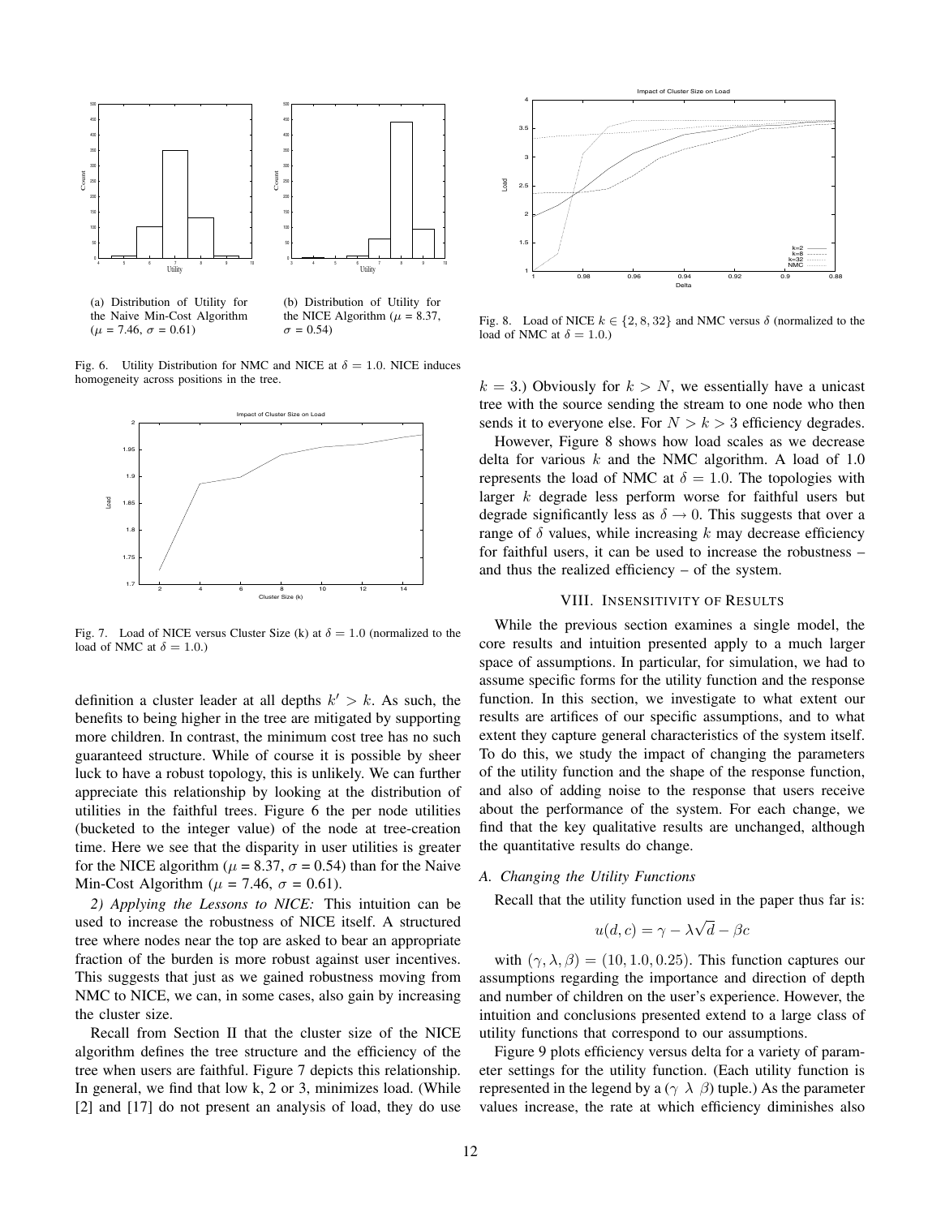(a) Distribution of Utility for the Naive Min-Cost Algorithm ($\mu$ = 7.46, $\sigma$ = 0.61)

(b) Distribution of Utility for the NICE Algorithm ($\mu$ = 8.37, $\sigma$ = 0.54)

Fig. 6. Utility Distribution for NMC and NICE at $\delta = 1.0$. NICE induces homogeneity across positions in the tree.

Fig. 7. Load of NICE versus Cluster Size (k) at $\delta = 1.0$ (normalized to the load of NMC at $\delta = 1.0$.)

definition a cluster leader at all depths $k' > k$. As such, the benefits to being higher in the tree are mitigated by supporting more children. In contrast, the minimum cost tree has no such guaranteed structure. While of course it is possible by sheer luck to have a robust topology, this is unlikely. We can further appreciate this relationship by looking at the distribution of utilities in the faithful trees. Figure 6 the per node utilities (bucketed to the integer value) of the node at tree-creation time. Here we see that the disparity in user utilities is greater for the NICE algorithm ($\mu$ = 8.37, $\sigma$ = 0.54) than for the Naive Min-Cost Algorithm ($\mu$ = 7.46, $\sigma$ = 0.61).

*2) Applying the Lessons to NICE:* This intuition can be used to increase the robustness of NICE itself. A structured tree where nodes near the top are asked to bear an appropriate fraction of the burden is more robust against user incentives. This suggests that just as we gained robustness moving from NMC to NICE, we can, in some cases, also gain by increasing the cluster size.

Recall from Section II that the cluster size of the NICE algorithm defines the tree structure and the efficiency of the tree when users are faithful. Figure 7 depicts this relationship. In general, we find that low k, 2 or 3, minimizes load. (While [2] and [17] do not present an analysis of load, they do use

Fig. 8. Load of NICE $k \in \{2, 8, 32\}$ and NMC versus $\delta$ (normalized to the load of NMC at $\delta = 1.0$.)

$k = 3$.) Obviously for $k > N$, we essentially have a unicast tree with the source sending the stream to one node who then sends it to everyone else. For $N > k > 3$ efficiency degrades.

However, Figure 8 shows how load scales as we decrease delta for various $k$ and the NMC algorithm. A load of 1.0 represents the load of NMC at $\delta = 1.0$. The topologies with larger $k$ degrade less perform worse for faithful users but degrade significantly less as $\delta \rightarrow 0$. This suggests that over a range of $\delta$ values, while increasing $k$ may decrease efficiency for faithful users, it can be used to increase the robustness – and thus the realized efficiency – of the system.

## VIII. Insensitivity of Results

While the previous section examines a single model, the core results and intuition presented apply to a much larger space of assumptions. In particular, for simulation, we had to assume specific forms for the utility function and the response function. In this section, we investigate to what extent our results are artifices of our specific assumptions, and to what extent they capture general characteristics of the system itself. To do this, we study the impact of changing the parameters of the utility function and the shape of the response function, and also of adding noise to the response that users receive about the performance of the system. For each change, we find that the key qualitative results are unchanged, although the quantitative results do change.

### A. Changing the Utility Functions

Recall that the utility function used in the paper thus far is:

$$u(d, c) = \gamma - \lambda\sqrt{d} - \beta c$$

with $(\gamma, \lambda, \beta) = (10, 1.0, 0.25)$. This function captures our assumptions regarding the importance and direction of depth and number of children on the user's experience. However, the intuition and conclusions presented extend to a large class of utility functions that correspond to our assumptions.

Figure 9 plots efficiency versus delta for a variety of parameter settings for the utility function. (Each utility function is represented in the legend by a ($\gamma\ \lambda\ \beta$) tuple.) As the parameter values increase, the rate at which efficiency diminishes also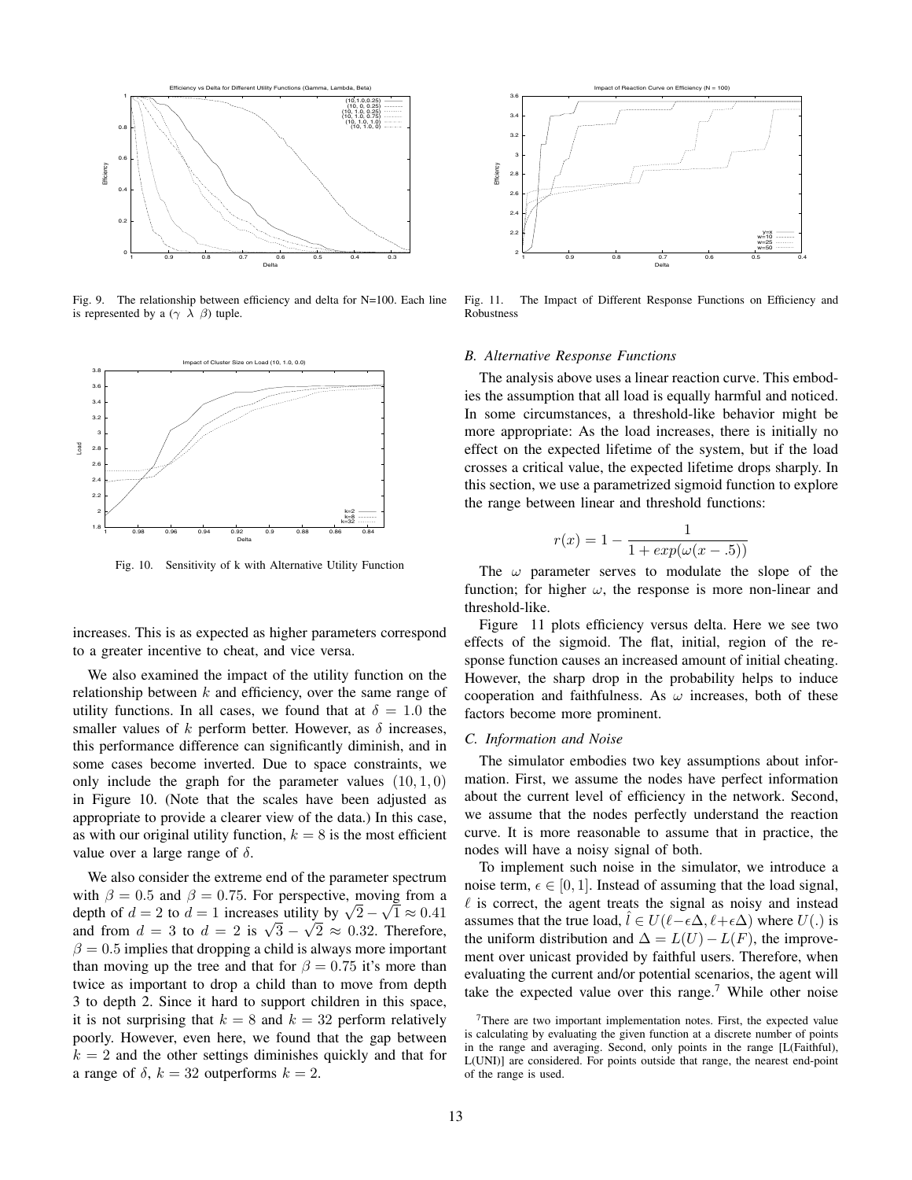Fig. 9. The relationship between efficiency and delta for N=100. Each line is represented by a ($\gamma$ $\lambda$ $\beta$) tuple.

Fig. 10. Sensitivity of k with Alternative Utility Function

increases. This is as expected as higher parameters correspond to a greater incentive to cheat, and vice versa.

We also examined the impact of the utility function on the relationship between $k$ and efficiency, over the same range of utility functions. In all cases, we found that at $\delta = 1.0$ the smaller values of $k$ perform better. However, as $\delta$ increases, this performance difference can significantly diminish, and in some cases become inverted. Due to space constraints, we only include the graph for the parameter values $(10, 1, 0)$ in Figure 10. (Note that the scales have been adjusted as appropriate to provide a clearer view of the data.) In this case, as with our original utility function, $k = 8$ is the most efficient value over a large range of $\delta$.

We also consider the extreme end of the parameter spectrum with $\beta = 0.5$ and $\beta = 0.75$. For perspective, moving from a depth of $d = 2$ to $d = 1$ increases utility by $\sqrt{2} - \sqrt{1} \approx 0.41$ and from $d = 3$ to $d = 2$ is $\sqrt{3} - \sqrt{2} \approx 0.32$. Therefore, $\beta = 0.5$ implies that dropping a child is always more important than moving up the tree and that for $\beta = 0.75$ it's more than twice as important to drop a child than to move from depth 3 to depth 2. Since it hard to support children in this space, it is not surprising that $k = 8$ and $k = 32$ perform relatively poorly. However, even here, we found that the gap between $k = 2$ and the other settings diminishes quickly and that for a range of $\delta$, $k = 32$ outperforms $k = 2$.

Fig. 11. The Impact of Different Response Functions on Efficiency and Robustness

### B. Alternative Response Functions

The analysis above uses a linear reaction curve. This embodies the assumption that all load is equally harmful and noticed. In some circumstances, a threshold-like behavior might be more appropriate: As the load increases, there is initially no effect on the expected lifetime of the system, but if the load crosses a critical value, the expected lifetime drops sharply. In this section, we use a parametrized sigmoid function to explore the range between linear and threshold functions:

$$r(x) = 1 - \frac{1}{1 + exp(\omega(x - .5))}$$

The $\omega$ parameter serves to modulate the slope of the function; for higher $\omega$, the response is more non-linear and threshold-like.

Figure 11 plots efficiency versus delta. Here we see two effects of the sigmoid. The flat, initial, region of the response function causes an increased amount of initial cheating. However, the sharp drop in the probability helps to induce cooperation and faithfulness. As $\omega$ increases, both of these factors become more prominent.

### C. Information and Noise

The simulator embodies two key assumptions about information. First, we assume the nodes have perfect information about the current level of efficiency in the network. Second, we assume that the nodes perfectly understand the reaction curve. It is more reasonable to assume that in practice, the nodes will have a noisy signal of both.

To implement such noise in the simulator, we introduce a noise term, $\epsilon \in [0, 1]$. Instead of assuming that the load signal, $\ell$ is correct, the agent treats the signal as noisy and instead assumes that the true load, $\hat{l} \in U(\ell - \epsilon\Delta, \ell + \epsilon\Delta)$ where $U(.)$ is the uniform distribution and $\Delta = L(U) - L(F)$, the improvement over unicast provided by faithful users. Therefore, when evaluating the current and/or potential scenarios, the agent will take the expected value over this range.[7] While other noise

[7] There are two important implementation notes. First, the expected value is calculating by evaluating the given function at a discrete number of points in the range and averaging. Second, only points in the range [L(Faithful), L(UNI)] are considered. For points outside that range, the nearest end-point of the range is used.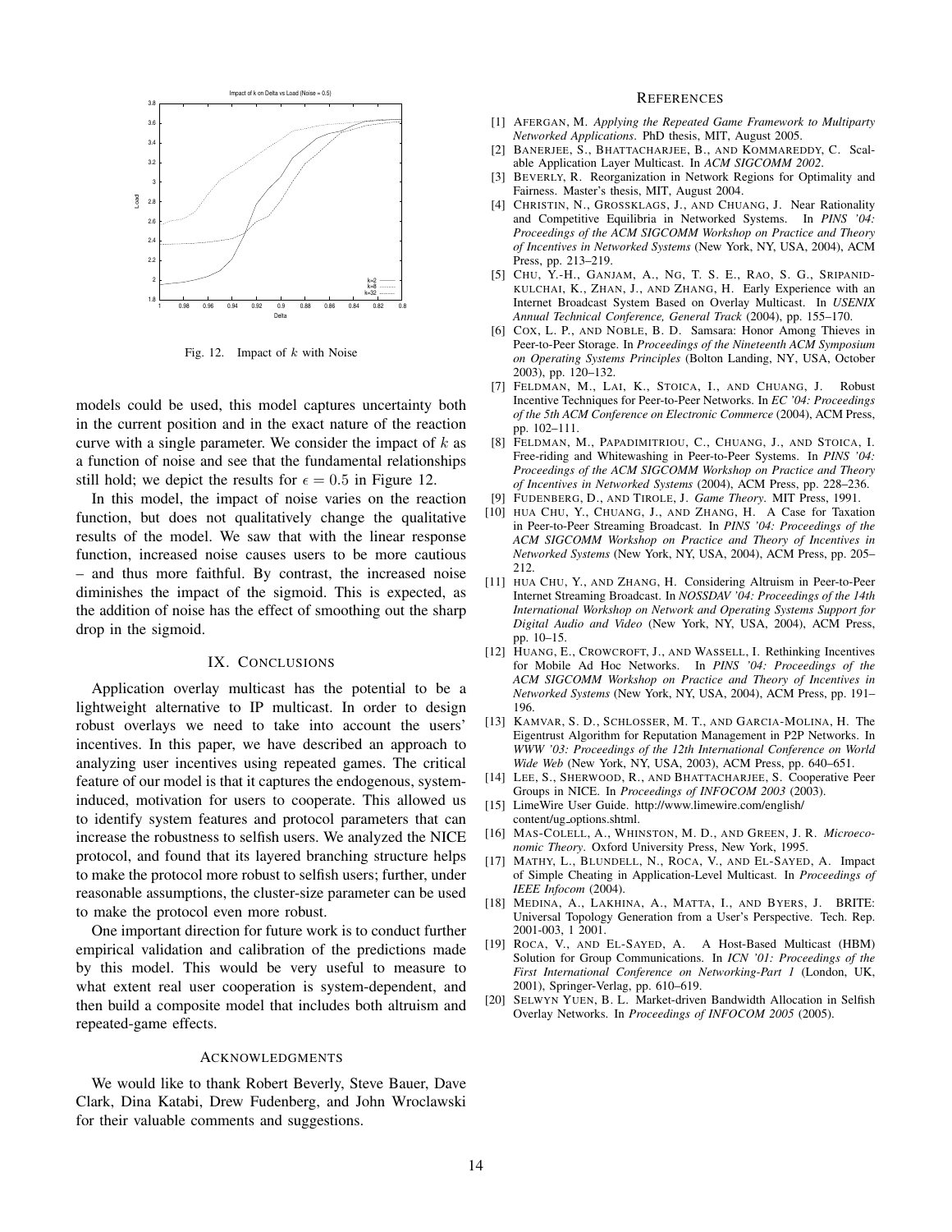Impact of k on Delta vs Load (Noise = 0.5)

3.8
3.6
3.4
3.2
3
2.8
2.6
2.4
2.2
2
1.8

Load

1 0.98 0.96 0.94 0.92 0.9 0.88 0.86 0.84 0.82 0.8

Delta

k=2
k=8
k=32

Fig. 12. Impact of $k$ with Noise

models could be used, this model captures uncertainty both in the current position and in the exact nature of the reaction curve with a single parameter. We consider the impact of $k$ as a function of noise and see that the fundamental relationships still hold; we depict the results for $\epsilon = 0.5$ in Figure 12.

In this model, the impact of noise varies on the reaction function, but does not qualitatively change the qualitative results of the model. We saw that with the linear response function, increased noise causes users to be more cautious – and thus more faithful. By contrast, the increased noise diminishes the impact of the sigmoid. This is expected, as the addition of noise has the effect of smoothing out the sharp drop in the sigmoid.

## IX. Conclusions

Application overlay multicast has the potential to be a lightweight alternative to IP multicast. In order to design robust overlays we need to take into account the users' incentives. In this paper, we have described an approach to analyzing user incentives using repeated games. The critical feature of our model is that it captures the endogenous, system-induced, motivation for users to cooperate. This allowed us to identify system features and protocol parameters that can increase the robustness to selfish users. We analyzed the NICE protocol, and found that its layered branching structure helps to make the protocol more robust to selfish users; further, under reasonable assumptions, the cluster-size parameter can be used to make the protocol even more robust.

One important direction for future work is to conduct further empirical validation and calibration of the predictions made by this model. This would be very useful to measure to what extent real user cooperation is system-dependent, and then build a composite model that includes both altruism and repeated-game effects.

## Acknowledgments

We would like to thank Robert Beverly, Steve Bauer, Dave Clark, Dina Katabi, Drew Fudenberg, and John Wroclawski for their valuable comments and suggestions.

## References

[1] Afergan, M. *Applying the Repeated Game Framework to Multiparty Networked Applications*. PhD thesis, MIT, August 2005.

[2] Banerjee, S., Bhattacharjee, B., and Kommareddy, C. Scalable Application Layer Multicast. In *ACM SIGCOMM 2002*.

[3] Beverly, R. Reorganization in Network Regions for Optimality and Fairness. Master's thesis, MIT, August 2004.

[4] Christin, N., Grossklags, J., and Chuang, J. Near Rationality and Competitive Equilibria in Networked Systems. In *PINS '04: Proceedings of the ACM SIGCOMM Workshop on Practice and Theory of Incentives in Networked Systems* (New York, NY, USA, 2004), ACM Press, pp. 213–219.

[5] Chu, Y.-H., Ganjam, A., Ng, T. S. E., Rao, S. G., Sripanidkulchai, K., Zhan, J., and Zhang, H. Early Experience with an Internet Broadcast System Based on Overlay Multicast. In *USENIX Annual Technical Conference, General Track* (2004), pp. 155–170.

[6] Cox, L. P., and Noble, B. D. Samsara: Honor Among Thieves in Peer-to-Peer Storage. In *Proceedings of the Nineteenth ACM Symposium on Operating Systems Principles* (Bolton Landing, NY, USA, October 2003), pp. 120–132.

[7] Feldman, M., Lai, K., Stoica, I., and Chuang, J. Robust Incentive Techniques for Peer-to-Peer Networks. In *EC '04: Proceedings of the 5th ACM Conference on Electronic Commerce* (2004), ACM Press, pp. 102–111.

[8] Feldman, M., Papadimitriou, C., Chuang, J., and Stoica, I. Free-riding and Whitewashing in Peer-to-Peer Systems. In *PINS '04: Proceedings of the ACM SIGCOMM Workshop on Practice and Theory of Incentives in Networked Systems* (2004), ACM Press, pp. 228–236.

[9] Fudenberg, D., and Tirole, J. *Game Theory*. MIT Press, 1991.

[10] hua Chu, Y., Chuang, J., and Zhang, H. A Case for Taxation in Peer-to-Peer Streaming Broadcast. In *PINS '04: Proceedings of the ACM SIGCOMM Workshop on Practice and Theory of Incentives in Networked Systems* (New York, NY, USA, 2004), ACM Press, pp. 205–212.

[11] hua Chu, Y., and Zhang, H. Considering Altruism in Peer-to-Peer Internet Streaming Broadcast. In *NOSSDAV '04: Proceedings of the 14th International Workshop on Network and Operating Systems Support for Digital Audio and Video* (New York, NY, USA, 2004), ACM Press, pp. 10–15.

[12] Huang, E., Crowcroft, J., and Wassell, I. Rethinking Incentives for Mobile Ad Hoc Networks. In *PINS '04: Proceedings of the ACM SIGCOMM Workshop on Practice and Theory of Incentives in Networked Systems* (New York, NY, USA, 2004), ACM Press, pp. 191–196.

[13] Kamvar, S. D., Schlosser, M. T., and Garcia-Molina, H. The Eigentrust Algorithm for Reputation Management in P2P Networks. In *WWW '03: Proceedings of the 12th International Conference on World Wide Web* (New York, NY, USA, 2003), ACM Press, pp. 640–651.

[14] Lee, S., Sherwood, R., and Bhattacharjee, S. Cooperative Peer Groups in NICE. In *Proceedings of INFOCOM 2003* (2003).

[15] LimeWire User Guide. http://www.limewire.com/english/content/ug_options.shtml.

[16] Mas-Colell, A., Whinston, M. D., and Green, J. R. *Microeconomic Theory*. Oxford University Press, New York, 1995.

[17] Mathy, L., Blundell, N., Roca, V., and El-Sayed, A. Impact of Simple Cheating in Application-Level Multicast. In *Proceedings of IEEE Infocom* (2004).

[18] Medina, A., Lakhina, A., Matta, I., and Byers, J. BRITE: Universal Topology Generation from a User's Perspective. Tech. Rep. 2001-003, 1 2001.

[19] Roca, V., and El-Sayed, A. A Host-Based Multicast (HBM) Solution for Group Communications. In *ICN '01: Proceedings of the First International Conference on Networking-Part 1* (London, UK, 2001), Springer-Verlag, pp. 610–619.

[20] Selwyn Yuen, B. L. Market-driven Bandwidth Allocation in Selfish Overlay Networks. In *Proceedings of INFOCOM 2005* (2005).